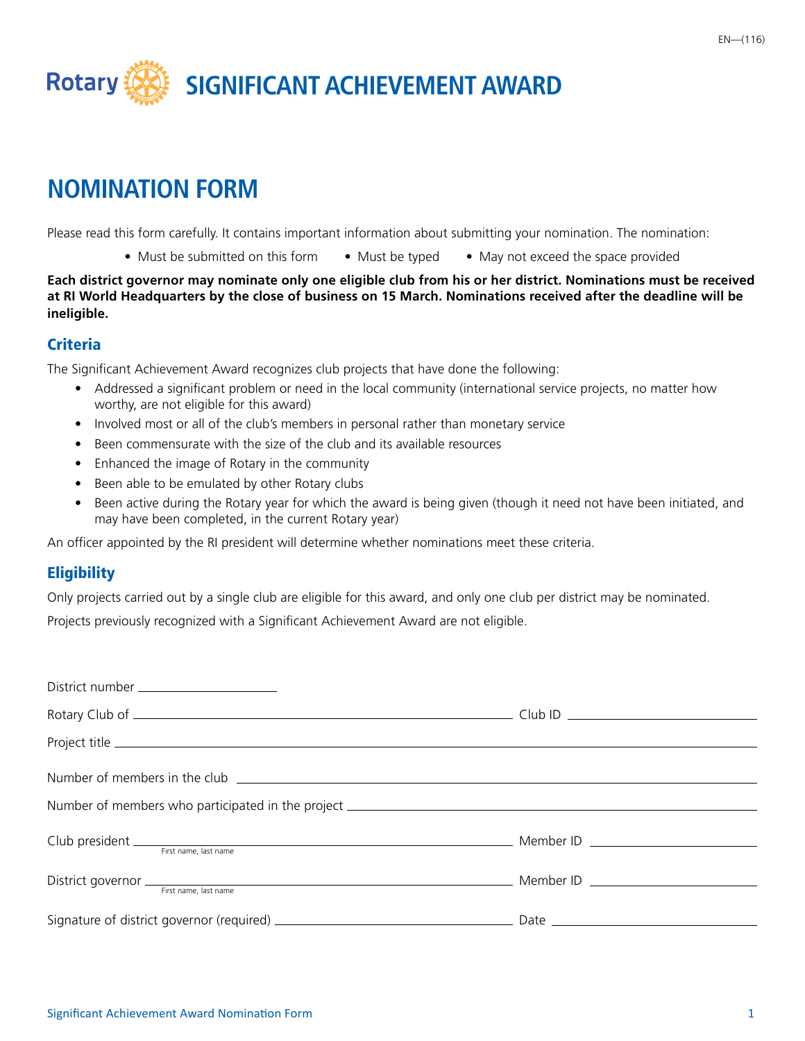# SIGNIFICANT ACHIEVEMENT AWARD

## NOMINATION FORM

Please read this form carefully. It contains important information about submitting your nomination. The nomination:

- Must be submitted on this form
- Must be typed
- May not exceed the space provided

**Each district governor may nominate only one eligible club from his or her district. Nominations must be received at RI World Headquarters by the close of business on 15 March. Nominations received after the deadline will be ineligible.**

### Criteria

The Significant Achievement Award recognizes club projects that have done the following:

- Addressed a significant problem or need in the local community (international service projects, no matter how worthy, are not eligible for this award)
- Involved most or all of the club's members in personal rather than monetary service
- Been commensurate with the size of the club and its available resources
- Enhanced the image of Rotary in the community
- Been able to be emulated by other Rotary clubs
- Been active during the Rotary year for which the award is being given (though it need not have been initiated, and may have been completed, in the current Rotary year)

An officer appointed by the RI president will determine whether nominations meet these criteria.

### Eligibility

Only projects carried out by a single club are eligible for this award, and only one club per district may be nominated.

Projects previously recognized with a Significant Achievement Award are not eligible.

District number ____________________

Rotary Club of ______________________________________________ Club ID ______________________

Project title ____________________________________________________________________________

Number of members in the club ______________________________________________________________

Number of members who participated in the project ____________________________________________

Club president ______________________________________ Member ID ______________________
First name, last name

District governor ______________________________________ Member ID ______________________
First name, last name

Signature of district governor (required) ______________________________ Date ______________________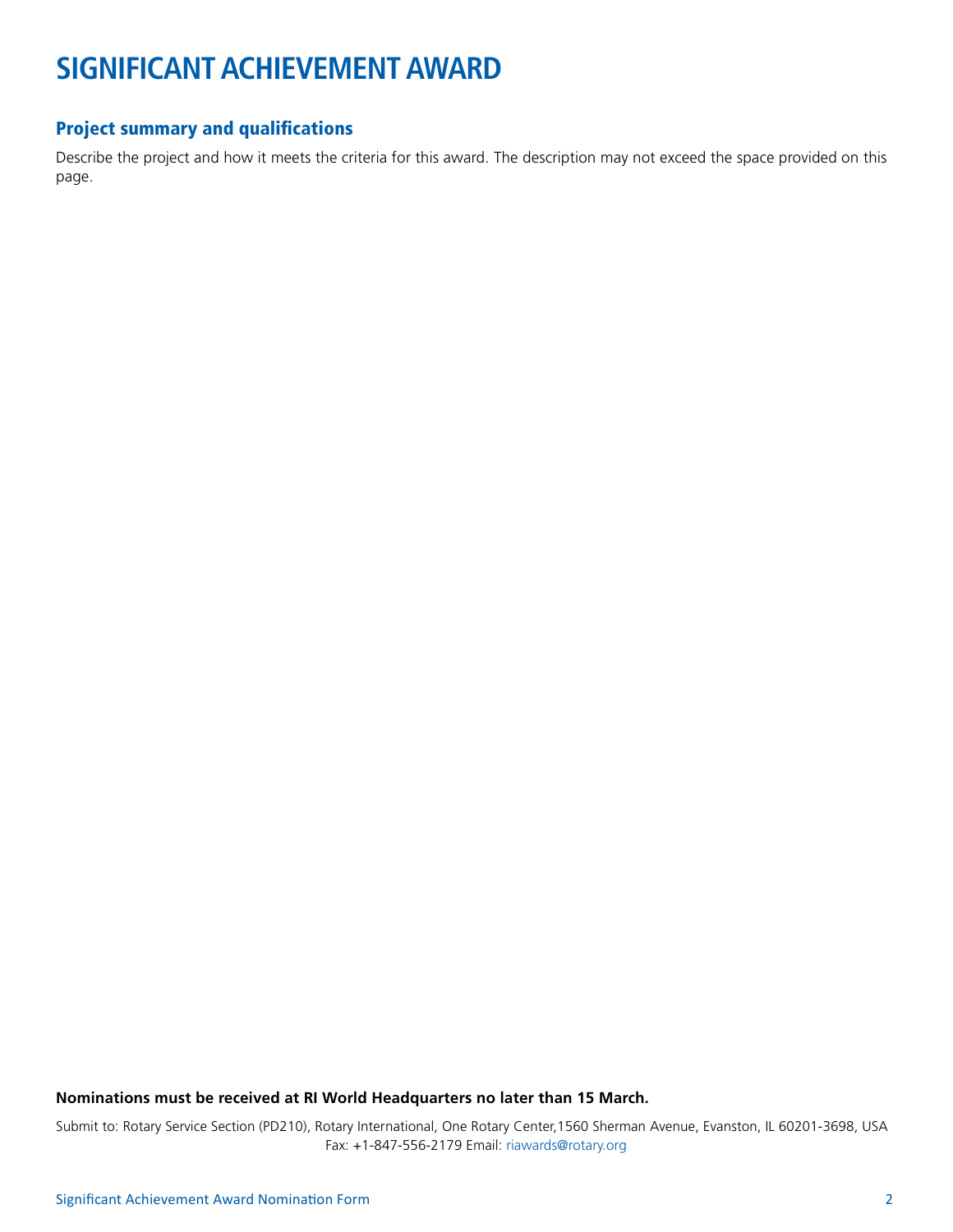# SIGNIFICANT ACHIEVEMENT AWARD

## Project summary and qualifications

Describe the project and how it meets the criteria for this award. The description may not exceed the space provided on this page.

**Nominations must be received at RI World Headquarters no later than 15 March.**

Submit to: Rotary Service Section (PD210), Rotary International, One Rotary Center,1560 Sherman Avenue, Evanston, IL 60201-3698, USA
Fax: +1-847-556-2179 Email: riawards@rotary.org